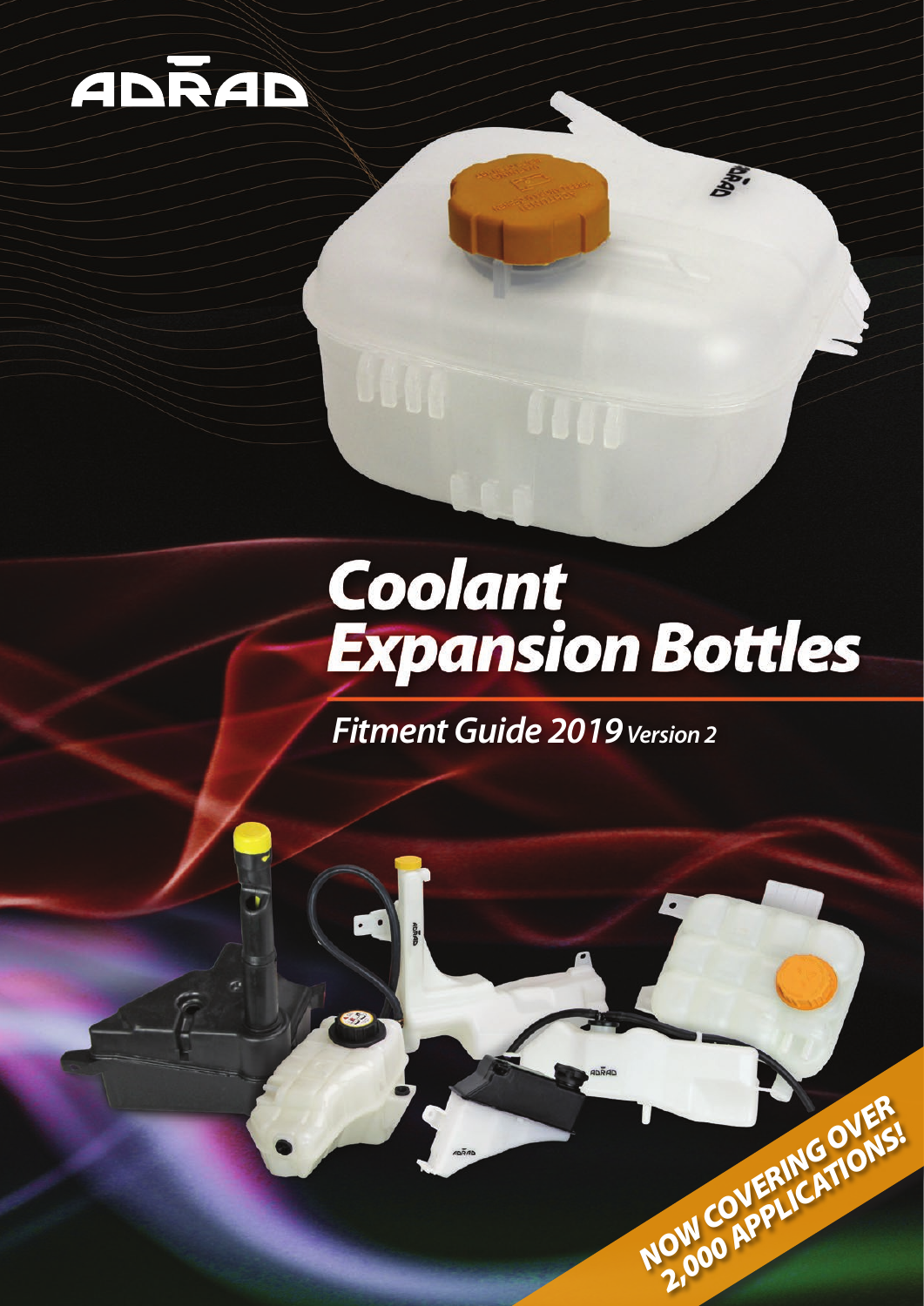ADRAD

# Coolant Expansion Bottles

## *Fitment Guide 2019 Version 2*

**NOW COVERING OVER 2,000 APPLICATIONS!**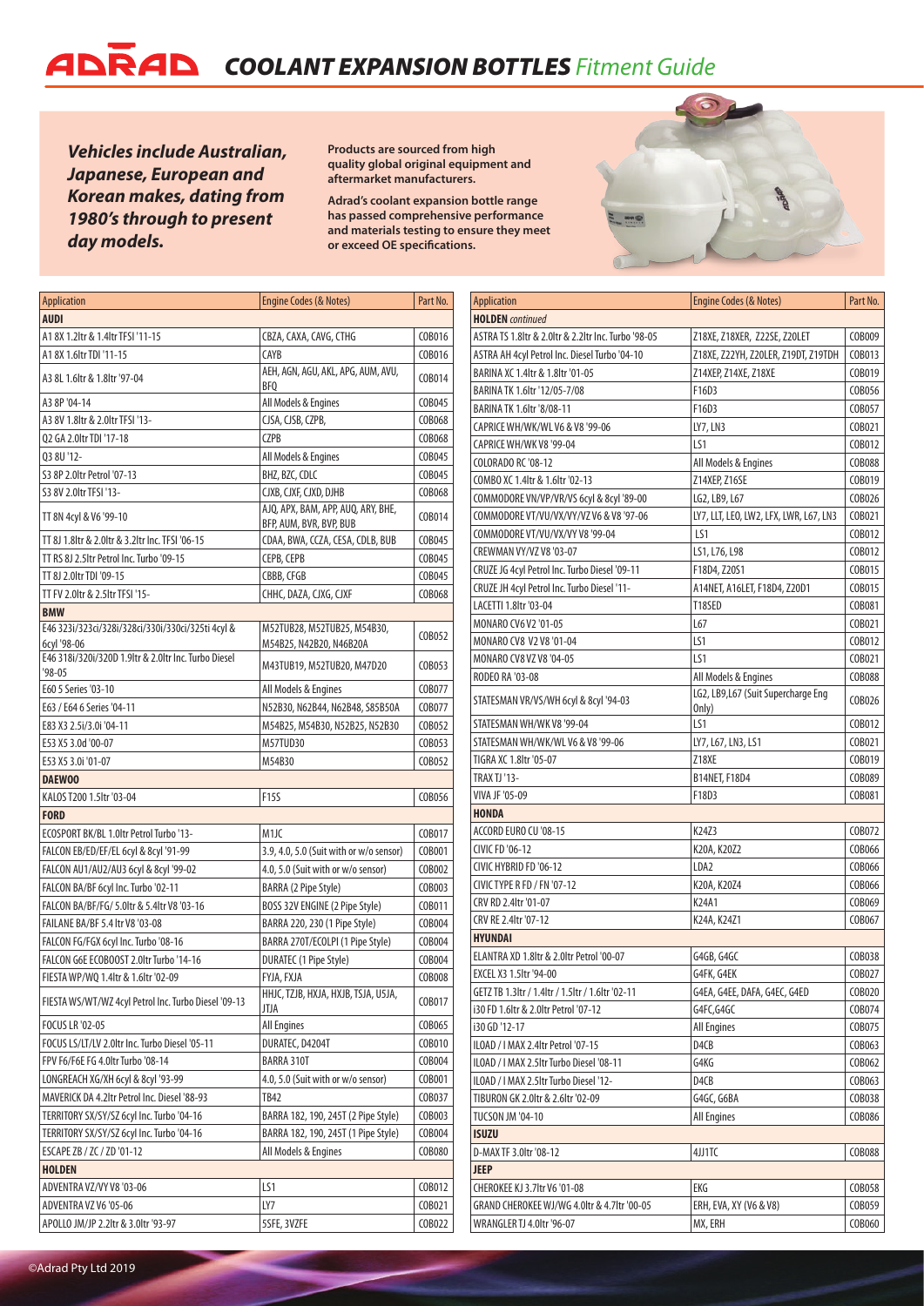# ADRAD COOLANT EXPANSION BOTTLES *Fitment Guide*

***Vehicles include Australian, Japanese, European and Korean makes, dating from 1980's through to present day models.***

**Products are sourced from high quality global original equipment and aftermarket manufacturers.**

**Adrad's coolant expansion bottle range has passed comprehensive performance and materials testing to ensure they meet or exceed OE specifications.**

| Application | Engine Codes (& Notes) | Part No. |
|---|---|---|
| **AUDI** | | |
| A1 8X 1.2ltr & 1.4ltr TFSI '11-15 | CBZA, CAXA, CAVG, CTHG | COB016 |
| A1 8X 1.6ltr TDI '11-15 | CAYB | COB016 |
| A3 8L 1.6ltr & 1.8ltr '97-04 | AEH, AGN, AGU, AKL, APG, AUM, AVU, BFQ | COB014 |
| A3 8P '04-14 | All Models & Engines | COB045 |
| A3 8V 1.8ltr & 2.0ltr TFSI '13- | CJSA, CJSB, CZPB, | COB068 |
| Q2 GA 2.0ltr TDI '17-18 | CZPB | COB068 |
| Q3 8U '12- | All Models & Engines | COB045 |
| S3 8P 2.0ltr Petrol '07-13 | BHZ, BZC, CDLC | COB045 |
| S3 8V 2.0ltr TFSI '13- | CJXB, CJXF, CJXD, DJHB | COB068 |
| TT 8N 4cyl & V6 '99-10 | AJQ, APX, BAM, APP, AUQ, ARY, BHE, BFP, AUM, BVR, BVP, BUB | COB014 |
| TT 8J 1.8ltr & 2.0ltr & 3.2ltr Inc. TFSI '06-15 | CDAA, BWA, CCZA, CESA, CDLB, BUB | COB045 |
| TT RS 8J 2.5ltr Petrol Inc. Turbo '09-15 | CEPB, CEPB | COB045 |
| TT 8J 2.0ltr TDI '09-15 | CBBB, CFGB | COB045 |
| TT FV 2.0ltr & 2.5ltr TFSI '15- | CHHC, DAZA, CJXG, CJXF | COB068 |
| **BMW** | | |
| E46 323i/323ci/328i/328ci/330i/330ci/325ti 4cyl & 6cyl '98-06 | M52TUB28, M52TUB25, M54B30, M54B25, N42B20, N46B20A | COB052 |
| E46 318i/320i/320D 1.9ltr & 2.0ltr Inc. Turbo Diesel '98-05 | M43TUB19, M52TUB20, M47D20 | COB053 |
| E60 5 Series '03-10 | All Models & Engines | COB077 |
| E63 / E64 6 Series '04-11 | N52B30, N62B44, N62B48, S85B50A | COB077 |
| E83 X3 2.5i/3.0i '04-11 | M54B25, M54B30, N52B25, N52B30 | COB052 |
| E53 X5 3.0d '00-07 | M57TUD30 | COB053 |
| E53 X5 3.0i '01-07 | M54B30 | COB052 |
| **DAEWOO** | | |
| KALOS T200 1.5ltr '03-04 | F15S | COB056 |
| **FORD** | | |
| ECOSPORT BK/BL 1.0ltr Petrol Turbo '13- | M1JC | COB017 |
| FALCON EB/ED/EF/EL 6cyl & 8cyl '91-99 | 3.9, 4.0, 5.0 (Suit with or w/o sensor) | COB001 |
| FALCON AU1/AU2/AU3 6cyl & 8cyl '99-02 | 4.0, 5.0 (Suit with or w/o sensor) | COB002 |
| FALCON BA/BF 6cyl Inc. Turbo '02-11 | BARRA (2 Pipe Style) | COB003 |
| FALCON BA/BF/FG/ 5.0ltr & 5.4ltr V8 '03-16 | BOSS 32V ENGINE (2 Pipe Style) | COB011 |
| FAILANE BA/BF 5.4 ltr V8 '03-08 | BARRA 220, 230 (1 Pipe Style) | COB004 |
| FALCON FG/FGX 6cyl Inc. Turbo '08-16 | BARRA 270T/ECOLPI (1 Pipe Style) | COB004 |
| FALCON G6E ECOBOOST 2.0ltr Turbo '14-16 | DURATEC (1 Pipe Style) | COB004 |
| FIESTA WP/WQ 1.4ltr & 1.6ltr '02-09 | FYJA, FXJA | COB008 |
| FIESTA WS/WT/WZ 4cyl Petrol Inc. Turbo Diesel '09-13 | HHJC, TZJB, HXJA, HXJB, TSJA, U5JA, JTJA | COB017 |
| FOCUS LR '02-05 | All Engines | COB065 |
| FOCUS LS/LT/LV 2.0ltr Inc. Turbo Diesel '05-11 | DURATEC, D4204T | COB010 |
| FPV F6/F6E FG 4.0ltr Turbo '08-14 | BARRA 310T | COB004 |
| LONGREACH XG/XH 6cyl & 8cyl '93-99 | 4.0, 5.0 (Suit with or w/o sensor) | COB001 |
| MAVERICK DA 4.2ltr Petrol Inc. Diesel '88-93 | TB42 | COB037 |
| TERRITORY SX/SY/SZ 6cyl Inc. Turbo '04-16 | BARRA 182, 190, 245T (2 Pipe Style) | COB003 |
| TERRITORY SX/SY/SZ 6cyl Inc. Turbo '04-16 | BARRA 182, 190, 245T (1 Pipe Style) | COB004 |
| ESCAPE ZB / ZC / ZD '01-12 | All Models & Engines | COB080 |
| **HOLDEN** | | |
| ADVENTRA VZ/VY V8 '03-06 | LS1 | COB012 |
| ADVENTRA VZ V6 '05-06 | LY7 | COB021 |
| APOLLO JM/JP 2.2ltr & 3.0ltr '93-97 | 5SFE, 3VZFE | COB022 |
| ***HOLDEN** continued* | | |
| ASTRA TS 1.8ltr & 2.0ltr & 2.2ltr Inc. Turbo '98-05 | Z18XE, Z18XER, Z22SE, Z20LET | COB009 |
| ASTRA AH 4cyl Petrol Inc. Diesel Turbo '04-10 | Z18XE, Z22YH, Z20LER, Z19DT, Z19TDH | COB013 |
| BARINA XC 1.4ltr & 1.8ltr '01-05 | Z14XEP, Z14XE, Z18XE | COB019 |
| BARINA TK 1.6ltr '12/05-7/08 | F16D3 | COB056 |
| BARINA TK 1.6ltr '8/08-11 | F16D3 | COB057 |
| CAPRICE WH/WK/WL V6 & V8 '99-06 | LY7, LN3 | COB021 |
| CAPRICE WH/WK V8 '99-04 | LS1 | COB012 |
| COLORADO RC '08-12 | All Models & Engines | COB088 |
| COMBO XC 1.4ltr & 1.6ltr '02-13 | Z14XEP, Z16SE | COB019 |
| COMMODORE VN/VP/VR/VS 6cyl & 8cyl '89-00 | LG2, LB9, L67 | COB026 |
| COMMODORE VT/VU/VX/VY/VZ V6 & V8 '97-06 | LY7, LLT, LE0, LW2, LFX, LWR, L67, LN3 | COB021 |
| COMMODORE VT/VU/VX/VY V8 '99-04 | LS1 | COB012 |
| CREWMAN VY/VZ V8 '03-07 | LS1, L76, L98 | COB012 |
| CRUZE JG 4cyl Petrol Inc. Turbo Diesel '09-11 | F18D4, Z20S1 | COB015 |
| CRUZE JH 4cyl Petrol Inc. Turbo Diesel '11- | A14NET, A16LET, F18D4, Z20D1 | COB015 |
| LACETTI 1.8ltr '03-04 | T18SED | COB081 |
| MONARO CV6 V2 '01-05 | L67 | COB021 |
| MONARO CV8 V2 V8 '01-04 | LS1 | COB012 |
| MONARO CV8 VZ V8 '04-05 | LS1 | COB021 |
| RODEO RA '03-08 | All Models & Engines | COB088 |
| STATESMAN VR/VS/WH 6cyl & 8cyl '94-03 | LG2, LB9,L67 (Suit Supercharge Eng Only) | COB026 |
| STATESMAN WH/WK V8 '99-04 | LS1 | COB012 |
| STATESMAN WH/WK/WL V6 & V8 '99-06 | LY7, L67, LN3, LS1 | COB021 |
| TIGRA XC 1.8ltr '05-07 | Z18XE | COB019 |
| TRAX TJ '13- | B14NET, F18D4 | COB089 |
| VIVA JF '05-09 | F18D3 | COB081 |
| **HONDA** | | |
| ACCORD EURO CU '08-15 | K24Z3 | COB072 |
| CIVIC FD '06-12 | K20A, K20Z2 | COB066 |
| CIVIC HYBRID FD '06-12 | LDA2 | COB066 |
| CIVIC TYPE R FD / FN '07-12 | K20A, K20Z4 | COB066 |
| CRV RD 2.4ltr '01-07 | K24A1 | COB069 |
| CRV RE 2.4ltr '07-12 | K24A, K24Z1 | COB067 |
| **HYUNDAI** | | |
| ELANTRA XD 1.8ltr & 2.0ltr Petrol '00-07 | G4GB, G4GC | COB038 |
| EXCEL X3 1.5ltr '94-00 | G4FK, G4EK | COB027 |
| GETZ TB 1.3ltr / 1.4ltr / 1.5ltr / 1.6ltr '02-11 | G4EA, G4EE, DAFA, G4EC, G4ED | COB020 |
| i30 FD 1.6ltr & 2.0ltr Petrol '07-12 | G4FC,G4GC | COB074 |
| i30 GD '12-17 | All Engines | COB075 |
| ILOAD / I MAX 2.4ltr Petrol '07-15 | D4CB | COB063 |
| ILOAD / I MAX 2.5ltr Turbo Diesel '08-11 | G4KG | COB062 |
| ILOAD / I MAX 2.5ltr Turbo Diesel '12- | D4CB | COB063 |
| TIBURON GK 2.0ltr & 2.6ltr '02-09 | G4GC, G6BA | COB038 |
| TUCSON JM '04-10 | All Engines | COB086 |
| **ISUZU** | | |
| D-MAX TF 3.0ltr '08-12 | 4JJ1TC | COB088 |
| **JEEP** | | |
| CHEROKEE KJ 3.7ltr V6 '01-08 | EKG | COB058 |
| GRAND CHEROKEE WJ/WG 4.0ltr & 4.7ltr '00-05 | ERH, EVA, XY (V6 & V8) | COB059 |
| WRANGLER TJ 4.0ltr '96-07 | MX, ERH | COB060 |

©Adrad Pty Ltd 2019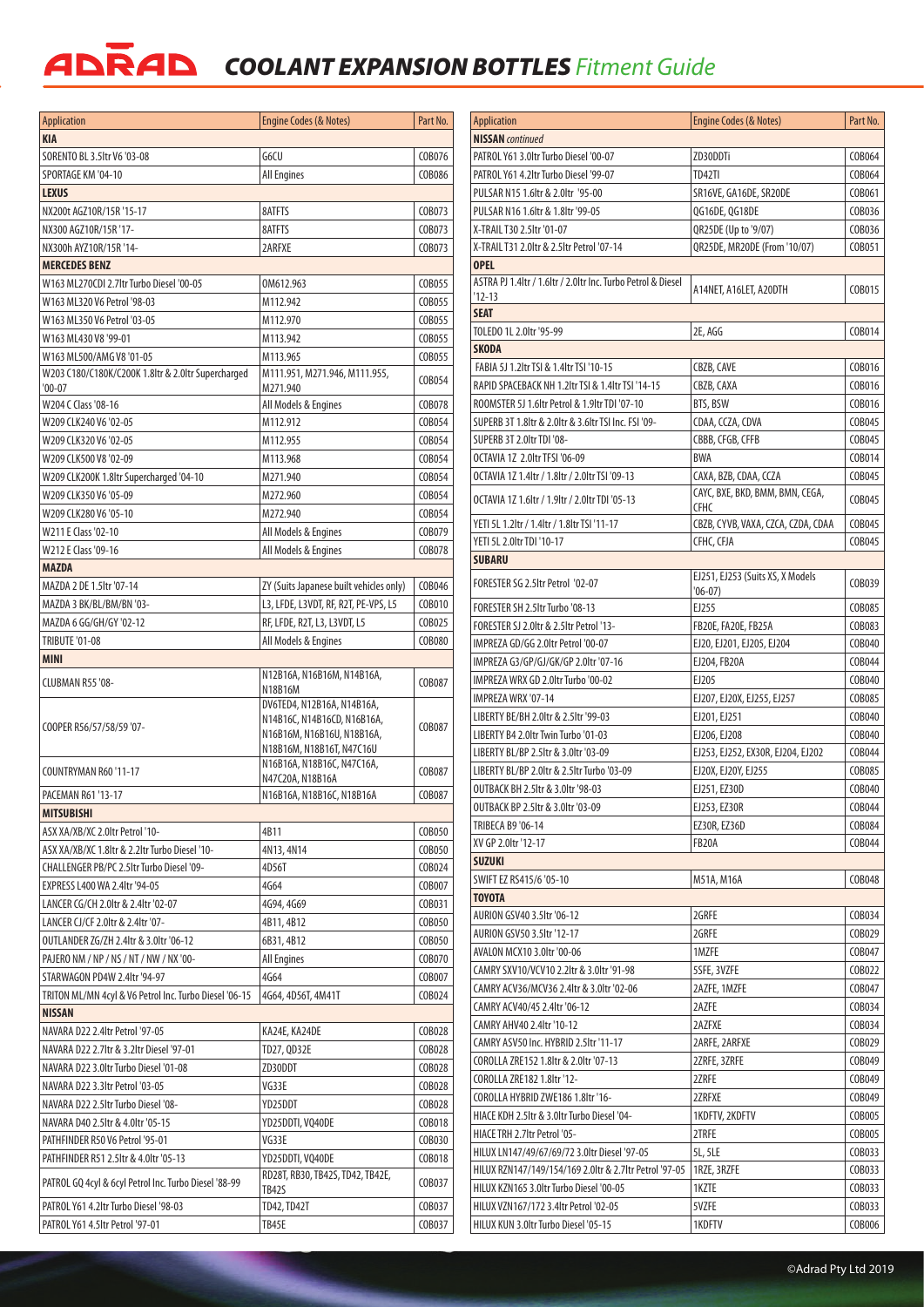# ADRAD *COOLANT EXPANSION BOTTLES Fitment Guide*

| Application | Engine Codes (& Notes) | Part No. |
|---|---|---|
| **KIA** | | |
| SORENTO BL 3.5ltr V6 '03-08 | G6CU | COB076 |
| SPORTAGE KM '04-10 | All Engines | COB086 |
| **LEXUS** | | |
| NX200t AGZ10R/15R '15-17 | 8ATFTS | COB073 |
| NX300 AGZ10R/15R '17- | 8ATFTS | COB073 |
| NX300h AYZ10R/15R '14- | 2ARFXE | COB073 |
| **MERCEDES BENZ** | | |
| W163 ML270CDI 2.7ltr Turbo Diesel '00-05 | OM612.963 | COB055 |
| W163 ML320 V6 Petrol '98-03 | M112.942 | COB055 |
| W163 ML350 V6 Petrol '03-05 | M112.970 | COB055 |
| W163 ML430 V8 '99-01 | M113.942 | COB055 |
| W163 ML500/AMG V8 '01-05 | M113.965 | COB055 |
| W203 C180/C180K/C200K 1.8ltr & 2.0ltr Supercharged '00-07 | M111.951, M271.946, M111.955, M271.940 | COB054 |
| W204 C Class '08-16 | All Models & Engines | COB078 |
| W209 CLK240 V6 '02-05 | M112.912 | COB054 |
| W209 CLK320 V6 '02-05 | M112.955 | COB054 |
| W209 CLK500 V8 '02-09 | M113.968 | COB054 |
| W209 CLK200K 1.8ltr Supercharged '04-10 | M271.940 | COB054 |
| W209 CLK350 V6 '05-09 | M272.960 | COB054 |
| W209 CLK280 V6 '05-10 | M272.940 | COB054 |
| W211 E Class '02-10 | All Models & Engines | COB079 |
| W212 E Class '09-16 | All Models & Engines | COB078 |
| **MAZDA** | | |
| MAZDA 2 DE 1.5ltr '07-14 | ZY (Suits Japanese built vehicles only) | COB046 |
| MAZDA 3 BK/BL/BM/BN '03- | L3, LFDE, L3VDT, RF, R2T, PE-VPS, L5 | COB010 |
| MAZDA 6 GG/GH/GY '02-12 | RF, LFDE, R2T, L3, L3VDT, L5 | COB025 |
| TRIBUTE '01-08 | All Models & Engines | COB080 |
| **MINI** | | |
| CLUBMAN R55 '08- | N12B16A, N16B16M, N14B16A, N18B16M | COB087 |
| COOPER R56/57/58/59 '07- | DV6TED4, N12B16A, N14B16A, N14B16C, N14B16CD, N16B16A, N16B16M, N16B16U, N18B16A, N18B16M, N18B16T, N47C16U | COB087 |
| COUNTRYMAN R60 '11-17 | N16B16A, N18B16C, N47C16A, N47C20A, N18B16A | COB087 |
| PACEMAN R61 '13-17 | N16B16A, N18B16C, N18B16A | COB087 |
| **MITSUBISHI** | | |
| ASX XA/XB/XC 2.0ltr Petrol '10- | 4B11 | COB050 |
| ASX XA/XB/XC 1.8ltr & 2.2ltr Turbo Diesel '10- | 4N13, 4N14 | COB050 |
| CHALLENGER PB/PC 2.5ltr Turbo Diesel '09- | 4D56T | COB024 |
| EXPRESS L400 WA 2.4ltr '94-05 | 4G64 | COB007 |
| LANCER CG/CH 2.0ltr & 2.4ltr '02-07 | 4G94, 4G69 | COB031 |
| LANCER CJ/CF 2.0ltr & 2.4ltr '07- | 4B11, 4B12 | COB050 |
| OUTLANDER ZG/ZH 2.4ltr & 3.0ltr '06-12 | 6B31, 4B12 | COB050 |
| PAJERO NM / NP / NS / NT / NW / NX '00- | All Engines | COB070 |
| STARWAGON PD4W 2.4ltr '94-97 | 4G64 | COB007 |
| TRITON ML/MN 4cyl & V6 Petrol Inc. Turbo Diesel '06-15 | 4G64, 4D56T, 4M41T | COB024 |
| **NISSAN** | | |
| NAVARA D22 2.4ltr Petrol '97-05 | KA24E, KA24DE | COB028 |
| NAVARA D22 2.7ltr & 3.2ltr Diesel '97-01 | TD27, QD32E | COB028 |
| NAVARA D22 3.0ltr Turbo Diesel '01-08 | ZD30DDT | COB028 |
| NAVARA D22 3.3ltr Petrol '03-05 | VG33E | COB028 |
| NAVARA D22 2.5ltr Turbo Diesel '08- | YD25DDT | COB028 |
| NAVARA D40 2.5ltr & 4.0ltr '05-15 | YD25DDTI, VQ40DE | COB018 |
| PATHFINDER R50 V6 Petrol '95-01 | VG33E | COB030 |
| PATHFINDER R51 2.5ltr & 4.0ltr '05-13 | YD25DDTI, VQ40DE | COB018 |
| PATROL GQ 4cyl & 6cyl Petrol Inc. Turbo Diesel '88-99 | RD28T, RB30, TB42S, TD42, TB42E, TB42S | COB037 |
| PATROL Y61 4.2ltr Turbo Diesel '98-03 | TD42, TD42T | COB037 |
| PATROL Y61 4.5ltr Petrol '97-01 | TB45E | COB037 |
| **NISSAN** *continued* | | |
| PATROL Y61 3.0ltr Turbo Diesel '00-07 | ZD30DDTi | COB064 |
| PATROL Y61 4.2ltr Turbo Diesel '99-07 | TD42TI | COB064 |
| PULSAR N15 1.6ltr & 2.0ltr '95-00 | SR16VE, GA16DE, SR20DE | COB061 |
| PULSAR N16 1.6ltr & 1.8ltr '99-05 | QG16DE, QG18DE | COB036 |
| X-TRAIL T30 2.5ltr '01-07 | QR25DE (Up to '9/07) | COB036 |
| X-TRAIL T31 2.0ltr & 2.5ltr Petrol '07-14 | QR25DE, MR20DE (From '10/07) | COB051 |
| **OPEL** | | |
| ASTRA PJ 1.4ltr / 1.6ltr / 2.0ltr Inc. Turbo Petrol & Diesel '12-13 | A14NET, A16LET, A20DTH | COB015 |
| **SEAT** | | |
| TOLEDO 1L 2.0ltr '95-99 | 2E, AGG | COB014 |
| **SKODA** | | |
| FABIA 5J 1.2ltr TSI & 1.4ltr TSI '10-15 | CBZB, CAVE | COB016 |
| RAPID SPACEBACK NH 1.2ltr TSI & 1.4ltr TSI '14-15 | CBZB, CAXA | COB016 |
| ROOMSTER 5J 1.6ltr Petrol & 1.9ltr TDI '07-10 | BTS, BSW | COB016 |
| SUPERB 3T 1.8ltr & 2.0ltr & 3.6ltr TSI Inc. FSI '09- | CDAA, CCZA, CDVA | COB045 |
| SUPERB 3T 2.0ltr TDI '08- | CBBB, CFGB, CFFB | COB045 |
| OCTAVIA 1Z 2.0ltr TFSI '06-09 | BWA | COB014 |
| OCTAVIA 1Z 1.4ltr / 1.8ltr / 2.0ltr TSI '09-13 | CAXA, BZB, CDAA, CCZA | COB045 |
| OCTAVIA 1Z 1.6ltr / 1.9ltr / 2.0ltr TDI '05-13 | CAYC, BXE, BKD, BMM, BMN, CEGA, CFHC | COB045 |
| YETI 5L 1.2ltr / 1.4ltr / 1.8ltr TSI '11-17 | CBZB, CYVB, VAXA, CZCA, CZDA, CDAA | COB045 |
| YETI 5L 2.0ltr TDI '10-17 | CFHC, CFJA | COB045 |
| **SUBARU** | | |
| FORESTER SG 2.5ltr Petrol '02-07 | EJ251, EJ253 (Suits XS, X Models '06-07) | COB039 |
| FORESTER SH 2.5ltr Turbo '08-13 | EJ255 | COB085 |
| FORESTER SJ 2.0ltr & 2.5ltr Petrol '13- | FB20E, FA20E, FB25A | COB083 |
| IMPREZA GD/GG 2.0ltr Petrol '00-07 | EJ20, EJ201, EJ205, EJ204 | COB040 |
| IMPREZA G3/GP/GJ/GK/GP 2.0ltr '07-16 | EJ204, FB20A | COB044 |
| IMPREZA WRX GD 2.0ltr Turbo '00-02 | EJ205 | COB040 |
| IMPREZA WRX '07-14 | EJ207, EJ20X, EJ255, EJ257 | COB085 |
| LIBERTY BE/BH 2.0ltr & 2.5ltr '99-03 | EJ201, EJ251 | COB040 |
| LIBERTY B4 2.0ltr Twin Turbo '01-03 | EJ206, EJ208 | COB040 |
| LIBERTY BL/BP 2.5ltr & 3.0ltr '03-09 | EJ253, EJ252, EX30R, EJ204, EJ202 | COB044 |
| LIBERTY BL/BP 2.0ltr & 2.5ltr Turbo '03-09 | EJ20X, EJ20Y, EJ255 | COB085 |
| OUTBACK BH 2.5ltr & 3.0ltr '98-03 | EJ251, EZ30D | COB040 |
| OUTBACK BP 2.5ltr & 3.0ltr '03-09 | EJ253, EZ30R | COB044 |
| TRIBECA B9 '06-14 | EZ30R, EZ36D | COB084 |
| XV GP 2.0ltr '12-17 | FB20A | COB044 |
| **SUZUKI** | | |
| SWIFT EZ RS415/6 '05-10 | M51A, M16A | COB048 |
| **TOYOTA** | | |
| AURION GSV40 3.5ltr '06-12 | 2GRFE | COB034 |
| AURION GSV50 3.5ltr '12-17 | 2GRFE | COB029 |
| AVALON MCX10 3.0ltr '00-06 | 1MZFE | COB047 |
| CAMRY SXV10/VCV10 2.2ltr & 3.0ltr '91-98 | 5SFE, 3VZFE | COB022 |
| CAMRY ACV36/MCV36 2.4ltr & 3.0ltr '02-06 | 2AZFE, 1MZFE | COB047 |
| CAMRY ACV40/45 2.4ltr '06-12 | 2AZFE | COB034 |
| CAMRY AHV40 2.4ltr '10-12 | 2AZFXE | COB034 |
| CAMRY ASV50 Inc. HYBRID 2.5ltr '11-17 | 2ARFE, 2ARFXE | COB029 |
| COROLLA ZRE152 1.8ltr & 2.0ltr '07-13 | 2ZRFE, 3ZRFE | COB049 |
| COROLLA ZRE182 1.8ltr '12- | 2ZRFE | COB049 |
| COROLLA HYBRID ZWE186 1.8ltr '16- | 2ZRFXE | COB049 |
| HIACE KDH 2.5ltr & 3.0ltr Turbo Diesel '04- | 1KDFTV, 2KDFTV | COB005 |
| HIACE TRH 2.7ltr Petrol '05- | 2TRFE | COB005 |
| HILUX LN147/49/67/69/72 3.0ltr Diesel '97-05 | 5L, 5LE | COB033 |
| HILUX RZN147/149/154/169 2.0ltr & 2.7ltr Petrol '97-05 | 1RZE, 3RZFE | COB033 |
| HILUX KZN165 3.0ltr Turbo Diesel '00-05 | 1KZTE | COB033 |
| HILUX VZN167/172 3.4ltr Petrol '02-05 | 5VZFE | COB033 |
| HILUX KUN 3.0ltr Turbo Diesel '05-15 | 1KDFTV | COB006 |

©Adrad Pty Ltd 2019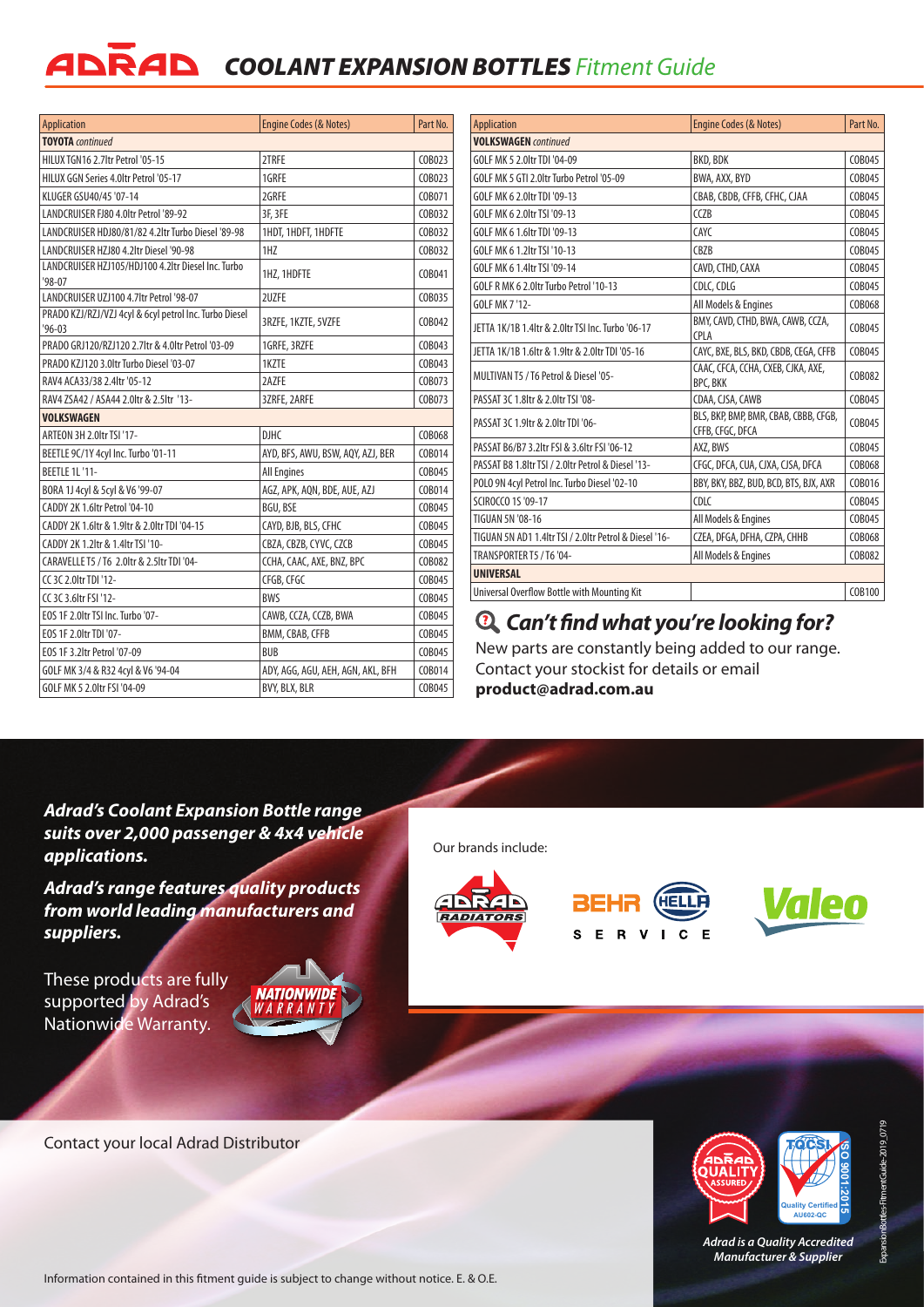# ADRAD COOLANT EXPANSION BOTTLES *Fitment Guide*

| Application | Engine Codes (& Notes) | Part No. |
|---|---|---|
| **TOYOTA** *continued* | | |
| HILUX TGN16 2.7ltr Petrol '05-15 | 2TRFE | COB023 |
| HILUX GGN Series 4.0ltr Petrol '05-17 | 1GRFE | COB023 |
| KLUGER GSU40/45 '07-14 | 2GRFE | COB071 |
| LANDCRUISER FJ80 4.0ltr Petrol '89-92 | 3F, 3FE | COB032 |
| LANDCRUISER HDJ80/81/82 4.2ltr Turbo Diesel '89-98 | 1HDT, 1HDFT, 1HDFTE | COB032 |
| LANDCRUISER HZJ80 4.2ltr Diesel '90-98 | 1HZ | COB032 |
| LANDCRUISER HZJ105/HDJ100 4.2ltr Diesel Inc. Turbo '98-07 | 1HZ, 1HDFTE | COB041 |
| LANDCRUISER UZJ100 4.7ltr Petrol '98-07 | 2UZFE | COB035 |
| PRADO KZJ/RZJ/VZJ 4cyl & 6cyl petrol Inc. Turbo Diesel '96-03 | 3RZFE, 1KZTE, 5VZFE | COB042 |
| PRADO GRJ120/RZJ120 2.7ltr & 4.0ltr Petrol '03-09 | 1GRFE, 3RZFE | COB043 |
| PRADO KZJ120 3.0ltr Turbo Diesel '03-07 | 1KZTE | COB043 |
| RAV4 ACA33/38 2.4ltr '05-12 | 2AZFE | COB073 |
| RAV4 ZSA42 / ASA44 2.0ltr & 2.5ltr '13- | 3ZRFE, 2ARFE | COB073 |
| **VOLKSWAGEN** | | |
| ARTEON 3H 2.0ltr TSI '17- | DJHC | COB068 |
| BEETLE 9C/1Y 4cyl Inc. Turbo '01-11 | AYD, BFS, AWU, BSW, AQY, AZJ, BER | COB014 |
| BEETLE 1L '11- | All Engines | COB045 |
| BORA 1J 4cyl & 5cyl & V6 '99-07 | AGZ, APK, AQN, BDE, AUE, AZJ | COB014 |
| CADDY 2K 1.6ltr Petrol '04-10 | BGU, BSE | COB045 |
| CADDY 2K 1.6ltr & 1.9ltr & 2.0ltr TDI '04-15 | CAYD, BJB, BLS, CFHC | COB045 |
| CADDY 2K 1.2ltr & 1.4ltr TSI '10- | CBZA, CBZB, CYVC, CZCB | COB045 |
| CARAVELLE T5 / T6 2.0ltr & 2.5ltr TDI '04- | CCHA, CAAC, AXE, BNZ, BPC | COB082 |
| CC 3C 2.0ltr TDI '12- | CFGB, CFGC | COB045 |
| CC 3C 3.6ltr FSI '12- | BWS | COB045 |
| EOS 1F 2.0ltr TSI Inc. Turbo '07- | CAWB, CCZA, CCZB, BWA | COB045 |
| EOS 1F 2.0ltr TDI '07- | BMM, CBAB, CFFB | COB045 |
| EOS 1F 3.2ltr Petrol '07-09 | BUB | COB045 |
| GOLF MK 3/4 & R32 4cyl & V6 '94-04 | ADY, AGG, AGU, AEH, AGN, AKL, BFH | COB014 |
| GOLF MK 5 2.0ltr FSI '04-09 | BVY, BLX, BLR | COB045 |
| **VOLKSWAGEN** *continued* | | |
| GOLF MK 5 2.0ltr TDI '04-09 | BKD, BDK | COB045 |
| GOLF MK 5 GTI 2.0ltr Turbo Petrol '05-09 | BWA, AXX, BYD | COB045 |
| GOLF MK 6 2.0ltr TDI '09-13 | CBAB, CBDB, CFFB, CFHC, CJAA | COB045 |
| GOLF MK 6 2.0ltr TSI '09-13 | CCZB | COB045 |
| GOLF MK 6 1.6ltr TDI '09-13 | CAYC | COB045 |
| GOLF MK 6 1.2ltr TSI '10-13 | CBZB | COB045 |
| GOLF MK 6 1.4ltr TSI '09-14 | CAVD, CTHD, CAXA | COB045 |
| GOLF R MK 6 2.0ltr Turbo Petrol '10-13 | CDLC, CDLG | COB045 |
| GOLF MK 7 '12- | All Models & Engines | COB068 |
| JETTA 1K/1B 1.4ltr & 2.0ltr TSI Inc. Turbo '06-17 | BMY, CAVD, CTHD, BWA, CAWB, CCZA, CPLA | COB045 |
| JETTA 1K/1B 1.6ltr & 1.9ltr & 2.0ltr TDI '05-16 | CAYC, BXE, BLS, BKD, CBDB, CEGA, CFFB | COB045 |
| MULTIVAN T5 / T6 Petrol & Diesel '05- | CAAC, CFCA, CCHA, CXEB, CJKA, AXE, BPC, BKK | COB082 |
| PASSAT 3C 1.8ltr & 2.0ltr TSI '08- | CDAA, CJSA, CAWB | COB045 |
| PASSAT 3C 1.9ltr & 2.0ltr TDI '06- | BLS, BKP, BMP, BMR, CBAB, CBBB, CFGB, CFFB, CFGC, DFCA | COB045 |
| PASSAT B6/B7 3.2ltr FSI & 3.6ltr FSI '06-12 | AXZ, BWS | COB045 |
| PASSAT B8 1.8ltr TSI / 2.0ltr Petrol & Diesel '13- | CFGC, DFCA, CUA, CJXA, CJSA, DFCA | COB068 |
| POLO 9N 4cyl Petrol Inc. Turbo Diesel '02-10 | BBY, BKY, BBZ, BUD, BCD, BTS, BJX, AXR | COB016 |
| SCIROCCO 1S '09-17 | CDLC | COB045 |
| TIGUAN 5N '08-16 | All Models & Engines | COB045 |
| TIGUAN 5N AD1 1.4ltr TSI / 2.0ltr Petrol & Diesel '16- | CZEA, DFGA, DFHA, CZPA, CHHB | COB068 |
| TRANSPORTER T5 / T6 '04- | All Models & Engines | COB082 |
| **UNIVERSAL** | | |
| Universal Overflow Bottle with Mounting Kit | | COB100 |

## *Can't find what you're looking for?*

New parts are constantly being added to our range. Contact your stockist for details or email **product@adrad.com.au**

***Adrad's Coolant Expansion Bottle range suits over 2,000 passenger & 4x4 vehicle applications.***

***Adrad's range features quality products from world leading manufacturers and suppliers.***

These products are fully supported by Adrad's Nationwide Warranty.

NATIONWIDE WARRANTY

Our brands include:

ADRAD RADIATORS

BEHR HELLA SERVICE

Valeo

Contact your local Adrad Distributor

ADRAD QUALITY ASSURED

TQCSI ISO 9001:2015 Quality Certified AU602-QC

***Adrad is a Quality Accredited Manufacturer & Supplier***

ExpansionBottles-FitmentGuide-2019_0719

Information contained in this fitment guide is subject to change without notice. E. & O.E.